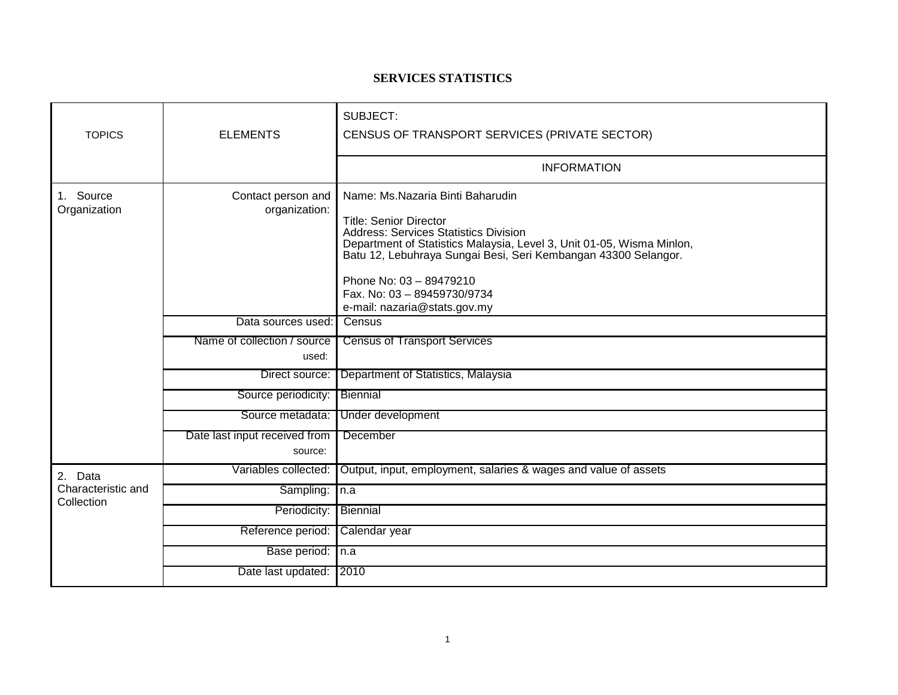# SERVICES STATISTICS

| TOPICS | ELEMENTS | SUBJECT: CENSUS OF TRANSPORT SERVICES (PRIVATE SECTOR) |
|---|---|---|
| | | INFORMATION |
| 1. Source Organization | Contact person and organization: | Name: Ms.Nazaria Binti Baharudin<br><br>Title: Senior Director<br>Address: Services Statistics Division<br>Department of Statistics Malaysia, Level 3, Unit 01-05, Wisma Minlon, Batu 12, Lebuhraya Sungai Besi, Seri Kembangan 43300 Selangor.<br><br>Phone No: 03 – 89479210<br>Fax. No: 03 – 89459730/9734<br>e-mail: nazaria@stats.gov.my |
| | Data sources used: | Census |
| | Name of collection / source used: | Census of Transport Services |
| | Direct source: | Department of Statistics, Malaysia |
| | Source periodicity: | Biennial |
| | Source metadata: | Under development |
| | Date last input received from source: | December |
| 2. Data Characteristic and Collection | Variables collected: | Output, input, employment, salaries & wages and value of assets |
| | Sampling: | n.a |
| | Periodicity: | Biennial |
| | Reference period: | Calendar year |
| | Base period: | n.a |
| | Date last updated: | 2010 |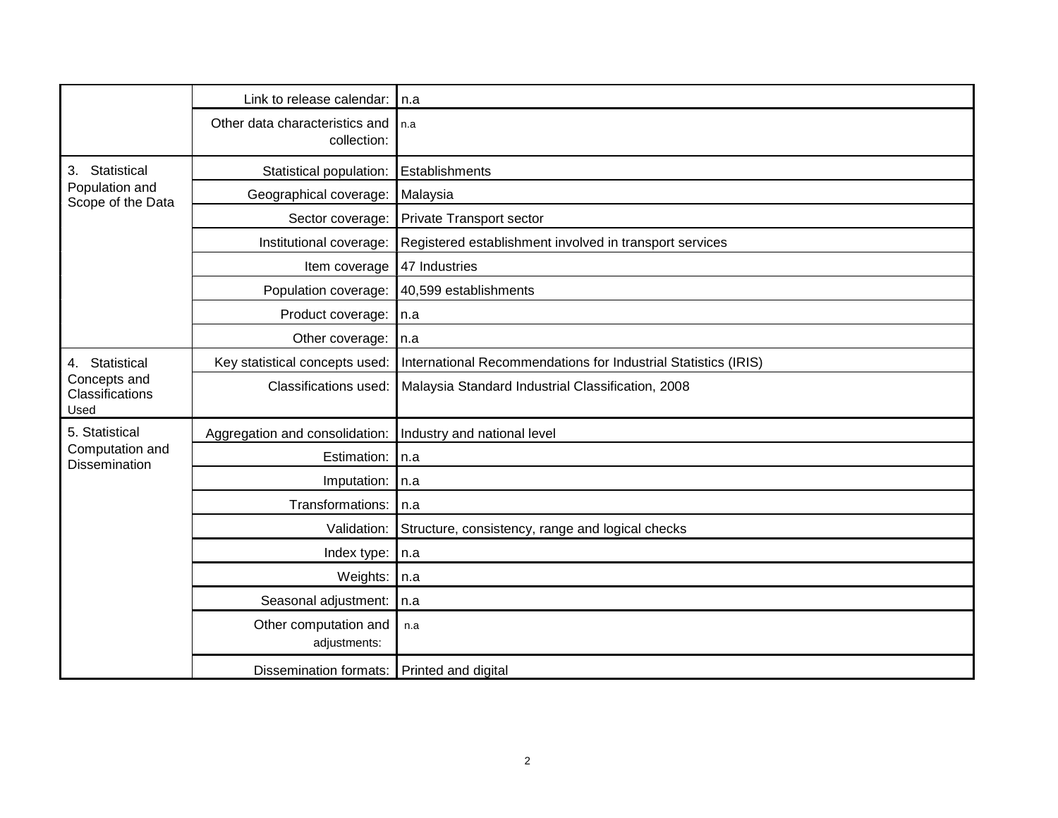| | | |
|---|---|---|
| | Link to release calendar: | n.a |
| | Other data characteristics and collection: | n.a |
| 3. Statistical Population and Scope of the Data | Statistical population: | Establishments |
| | Geographical coverage: | Malaysia |
| | Sector coverage: | Private Transport sector |
| | Institutional coverage: | Registered establishment involved in transport services |
| | Item coverage | 47 Industries |
| | Population coverage: | 40,599 establishments |
| | Product coverage: | n.a |
| | Other coverage: | n.a |
| 4. Statistical Concepts and Classifications Used | Key statistical concepts used: | International Recommendations for Industrial Statistics (IRIS) |
| | Classifications used: | Malaysia Standard Industrial Classification, 2008 |
| 5. Statistical Computation and Dissemination | Aggregation and consolidation: | Industry and national level |
| | Estimation: | n.a |
| | Imputation: | n.a |
| | Transformations: | n.a |
| | Validation: | Structure, consistency, range and logical checks |
| | Index type: | n.a |
| | Weights: | n.a |
| | Seasonal adjustment: | n.a |
| | Other computation and adjustments: | n.a |
| | Dissemination formats: | Printed and digital |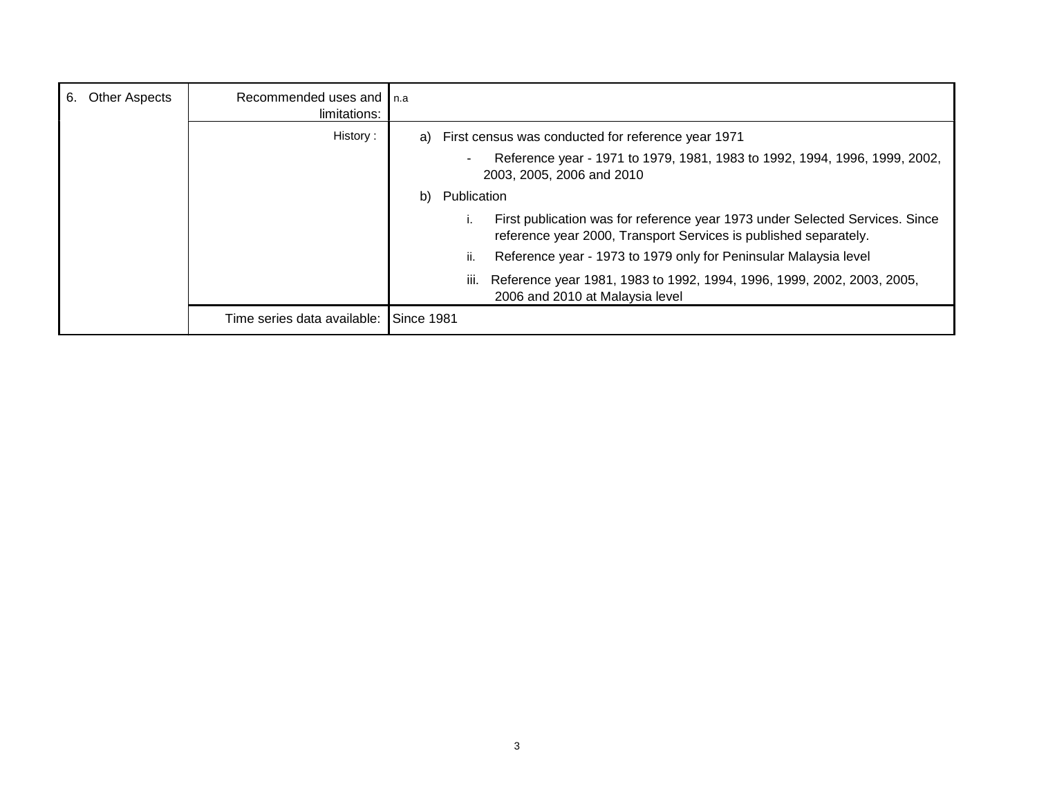| | | |
|---|---|---|
| 6. Other Aspects | Recommended uses and limitations: | n.a |
| | History : | a) First census was conducted for reference year 1971<br>- Reference year - 1971 to 1979, 1981, 1983 to 1992, 1994, 1996, 1999, 2002, 2003, 2005, 2006 and 2010<br>b) Publication<br>i. First publication was for reference year 1973 under Selected Services. Since reference year 2000, Transport Services is published separately.<br>ii. Reference year - 1973 to 1979 only for Peninsular Malaysia level<br>iii. Reference year 1981, 1983 to 1992, 1994, 1996, 1999, 2002, 2003, 2005, 2006 and 2010 at Malaysia level |
| | Time series data available: | Since 1981 |